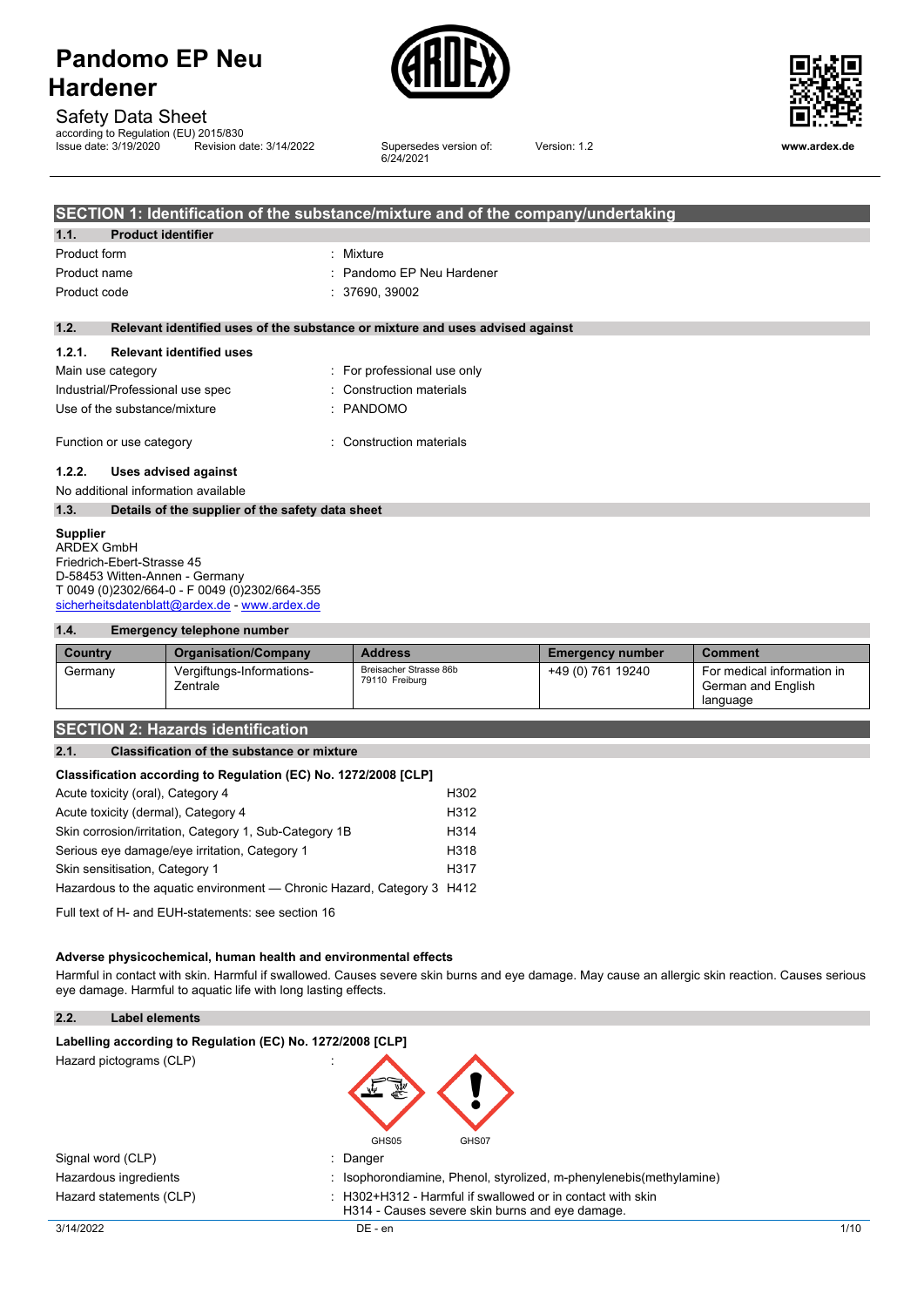# Pandomo EP Neu Hardener

Safety Data Sheet

according to Regulation (EU) 2015/830

Issue date: 3/19/2020 | Revision date: 3/14/2022 | Supersedes version of: 6/24/2021 | Version: 1.2

www.ardex.de

## SECTION 1: Identification of the substance/mixture and of the company/undertaking

### 1.1. Product identifier

Product form : Mixture

Product name : Pandomo EP Neu Hardener

Product code : 37690, 39002

### 1.2. Relevant identified uses of the substance or mixture and uses advised against

#### 1.2.1. Relevant identified uses

Main use category : For professional use only

Industrial/Professional use spec : Construction materials

Use of the substance/mixture : PANDOMO

Function or use category : Construction materials

#### 1.2.2. Uses advised against

No additional information available

### 1.3. Details of the supplier of the safety data sheet

**Supplier**

ARDEX GmbH
Friedrich-Ebert-Strasse 45
D-58453 Witten-Annen - Germany
T 0049 (0)2302/664-0 - F 0049 (0)2302/664-355
sicherheitsdatenblatt@ardex.de - www.ardex.de

### 1.4. Emergency telephone number

| Country | Organisation/Company | Address | Emergency number | Comment |
|---|---|---|---|---|
| Germany | Vergiftungs-Informations-Zentrale | Breisacher Strasse 86b 79110 Freiburg | +49 (0) 761 19240 | For medical information in German and English language |

## SECTION 2: Hazards identification

### 2.1. Classification of the substance or mixture

**Classification according to Regulation (EC) No. 1272/2008 [CLP]**

| | |
|---|---|
| Acute toxicity (oral), Category 4 | H302 |
| Acute toxicity (dermal), Category 4 | H312 |
| Skin corrosion/irritation, Category 1, Sub-Category 1B | H314 |
| Serious eye damage/eye irritation, Category 1 | H318 |
| Skin sensitisation, Category 1 | H317 |
| Hazardous to the aquatic environment — Chronic Hazard, Category 3 | H412 |

Full text of H- and EUH-statements: see section 16

**Adverse physicochemical, human health and environmental effects**

Harmful in contact with skin. Harmful if swallowed. Causes severe skin burns and eye damage. May cause an allergic skin reaction. Causes serious eye damage. Harmful to aquatic life with long lasting effects.

### 2.2. Label elements

**Labelling according to Regulation (EC) No. 1272/2008 [CLP]**

Hazard pictograms (CLP) : GHS05 GHS07

Signal word (CLP) : Danger

Hazardous ingredients : Isophorondiamine, Phenol, styrolized, m-phenylenebis(methylamine)

Hazard statements (CLP) : H302+H312 - Harmful if swallowed or in contact with skin
H314 - Causes severe skin burns and eye damage.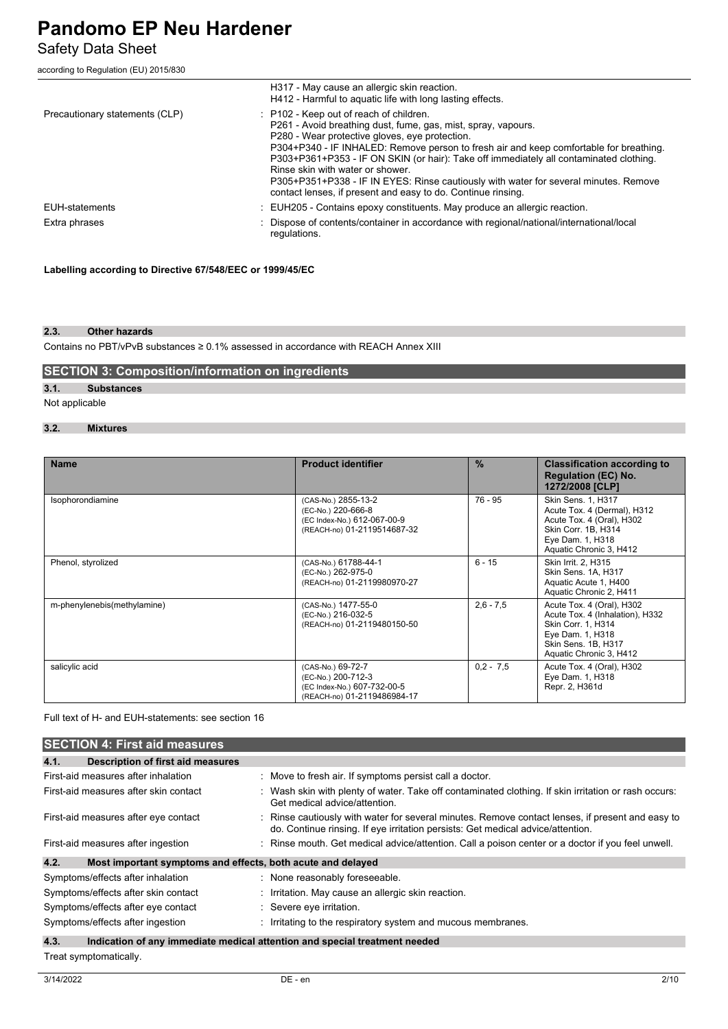| | |
|---|---|
| | H317 - May cause an allergic skin reaction.<br>H412 - Harmful to aquatic life with long lasting effects. |
| Precautionary statements (CLP) | : P102 - Keep out of reach of children.<br>P261 - Avoid breathing dust, fume, gas, mist, spray, vapours.<br>P280 - Wear protective gloves, eye protection.<br>P304+P340 - IF INHALED: Remove person to fresh air and keep comfortable for breathing.<br>P303+P361+P353 - IF ON SKIN (or hair): Take off immediately all contaminated clothing. Rinse skin with water or shower.<br>P305+P351+P338 - IF IN EYES: Rinse cautiously with water for several minutes. Remove contact lenses, if present and easy to do. Continue rinsing. |
| EUH-statements | : EUH205 - Contains epoxy constituents. May produce an allergic reaction. |
| Extra phrases | : Dispose of contents/container in accordance with regional/national/international/local regulations. |

**Labelling according to Directive 67/548/EEC or 1999/45/EC**

### 2.3. Other hazards

Contains no PBT/vPvB substances ≥ 0.1% assessed in accordance with REACH Annex XIII

## SECTION 3: Composition/information on ingredients

### 3.1. Substances

Not applicable

### 3.2. Mixtures

| Name | Product identifier | % | Classification according to Regulation (EC) No. 1272/2008 [CLP] |
|---|---|---|---|
| Isophorondiamine | (CAS-No.) 2855-13-2<br>(EC-No.) 220-666-8<br>(EC Index-No.) 612-067-00-9<br>(REACH-no) 01-2119514687-32 | 76 - 95 | Skin Sens. 1, H317<br>Acute Tox. 4 (Dermal), H312<br>Acute Tox. 4 (Oral), H302<br>Skin Corr. 1B, H314<br>Eye Dam. 1, H318<br>Aquatic Chronic 3, H412 |
| Phenol, styrolized | (CAS-No.) 61788-44-1<br>(EC-No.) 262-975-0<br>(REACH-no) 01-2119980970-27 | 6 - 15 | Skin Irrit. 2, H315<br>Skin Sens. 1A, H317<br>Aquatic Acute 1, H400<br>Aquatic Chronic 2, H411 |
| m-phenylenebis(methylamine) | (CAS-No.) 1477-55-0<br>(EC-No.) 216-032-5<br>(REACH-no) 01-2119480150-50 | 2,6 - 7,5 | Acute Tox. 4 (Oral), H302<br>Acute Tox. 4 (Inhalation), H332<br>Skin Corr. 1, H314<br>Eye Dam. 1, H318<br>Skin Sens. 1B, H317<br>Aquatic Chronic 3, H412 |
| salicylic acid | (CAS-No.) 69-72-7<br>(EC-No.) 200-712-3<br>(EC Index-No.) 607-732-00-5<br>(REACH-no) 01-2119486984-17 | 0,2 - 7,5 | Acute Tox. 4 (Oral), H302<br>Eye Dam. 1, H318<br>Repr. 2, H361d |

Full text of H- and EUH-statements: see section 16

## SECTION 4: First aid measures

### 4.1. Description of first aid measures

| | |
|---|---|
| First-aid measures after inhalation | : Move to fresh air. If symptoms persist call a doctor. |
| First-aid measures after skin contact | : Wash skin with plenty of water. Take off contaminated clothing. If skin irritation or rash occurs: Get medical advice/attention. |
| First-aid measures after eye contact | : Rinse cautiously with water for several minutes. Remove contact lenses, if present and easy to do. Continue rinsing. If eye irritation persists: Get medical advice/attention. |
| First-aid measures after ingestion | : Rinse mouth. Get medical advice/attention. Call a poison center or a doctor if you feel unwell. |

### 4.2. Most important symptoms and effects, both acute and delayed

| | |
|---|---|
| Symptoms/effects after inhalation | : None reasonably foreseeable. |
| Symptoms/effects after skin contact | : Irritation. May cause an allergic skin reaction. |
| Symptoms/effects after eye contact | : Severe eye irritation. |
| Symptoms/effects after ingestion | : Irritating to the respiratory system and mucous membranes. |

### 4.3. Indication of any immediate medical attention and special treatment needed

Treat symptomatically.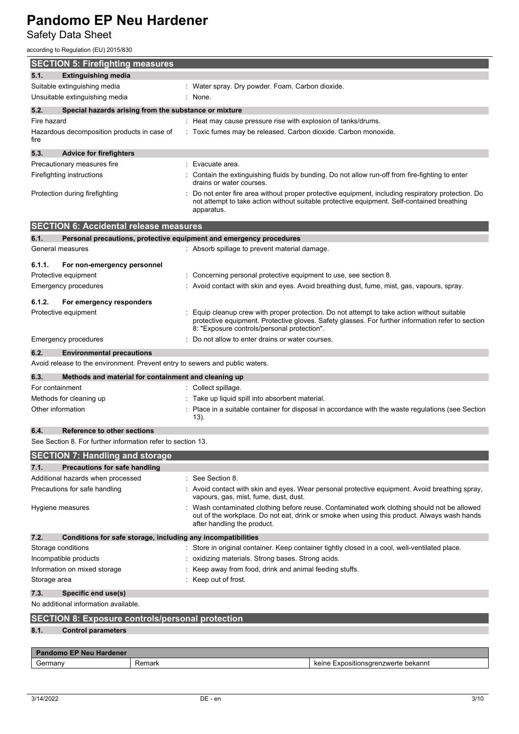## SECTION 5: Firefighting measures

### 5.1. Extinguishing media

Suitable extinguishing media : Water spray. Dry powder. Foam. Carbon dioxide.

Unsuitable extinguishing media : None.

### 5.2. Special hazards arising from the substance or mixture

Fire hazard : Heat may cause pressure rise with explosion of tanks/drums.

Hazardous decomposition products in case of fire : Toxic fumes may be released. Carbon dioxide. Carbon monoxide.

### 5.3. Advice for firefighters

Precautionary measures fire : Evacuate area.

Firefighting instructions : Contain the extinguishing fluids by bunding. Do not allow run-off from fire-fighting to enter drains or water courses.

Protection during firefighting : Do not enter fire area without proper protective equipment, including respiratory protection. Do not attempt to take action without suitable protective equipment. Self-contained breathing apparatus.

## SECTION 6: Accidental release measures

### 6.1. Personal precautions, protective equipment and emergency procedures

General measures : Absorb spillage to prevent material damage.

#### 6.1.1. For non-emergency personnel

Protective equipment : Concerning personal protective equipment to use, see section 8.

Emergency procedures : Avoid contact with skin and eyes. Avoid breathing dust, fume, mist, gas, vapours, spray.

#### 6.1.2. For emergency responders

Protective equipment : Equip cleanup crew with proper protection. Do not attempt to take action without suitable protective equipment. Protective gloves. Safety glasses. For further information refer to section 8: "Exposure controls/personal protection".

Emergency procedures : Do not allow to enter drains or water courses.

### 6.2. Environmental precautions

Avoid release to the environment. Prevent entry to sewers and public waters.

### 6.3. Methods and material for containment and cleaning up

For containment : Collect spillage.

Methods for cleaning up : Take up liquid spill into absorbent material.

Other information : Place in a suitable container for disposal in accordance with the waste regulations (see Section 13).

### 6.4. Reference to other sections

See Section 8. For further information refer to section 13.

## SECTION 7: Handling and storage

### 7.1. Precautions for safe handling

Additional hazards when processed : See Section 8.

Precautions for safe handling : Avoid contact with skin and eyes. Wear personal protective equipment. Avoid breathing spray, vapours, gas, mist, fume, dust, dust.

Hygiene measures : Wash contaminated clothing before reuse. Contaminated work clothing should not be allowed out of the workplace. Do not eat, drink or smoke when using this product. Always wash hands after handling the product.

### 7.2. Conditions for safe storage, including any incompatibilities

Storage conditions : Store in original container. Keep container tightly closed in a cool, well-ventilated place.

Incompatible products : oxidizing materials. Strong bases. Strong acids.

Information on mixed storage : Keep away from food, drink and animal feeding stuffs.

Storage area : Keep out of frost.

### 7.3. Specific end use(s)

No additional information available.

## SECTION 8: Exposure controls/personal protection

### 8.1. Control parameters

| Pandomo EP Neu Hardener | | |
|---|---|---|
| Germany | Remark | keine Expositionsgrenzwerte bekannt |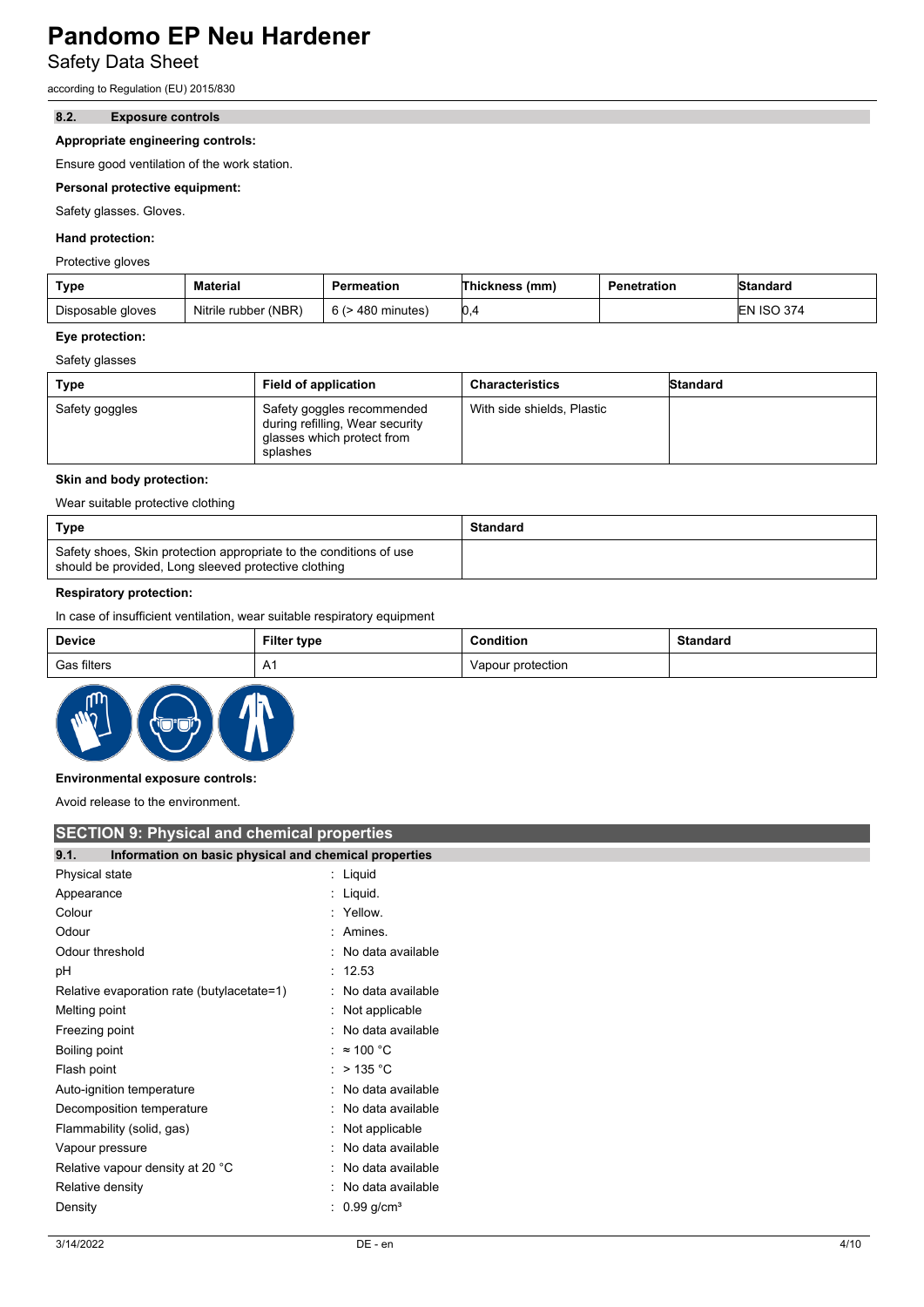### 8.2. Exposure controls

**Appropriate engineering controls:**

Ensure good ventilation of the work station.

**Personal protective equipment:**

Safety glasses. Gloves.

**Hand protection:**

Protective gloves

| Type | Material | Permeation | Thickness (mm) | Penetration | Standard |
|---|---|---|---|---|---|
| Disposable gloves | Nitrile rubber (NBR) | 6 (> 480 minutes) | 0,4 | | EN ISO 374 |

**Eye protection:**

Safety glasses

| Type | Field of application | Characteristics | Standard |
|---|---|---|---|
| Safety goggles | Safety goggles recommended during refilling, Wear security glasses which protect from splashes | With side shields, Plastic | |

**Skin and body protection:**

Wear suitable protective clothing

| Type | Standard |
|---|---|
| Safety shoes, Skin protection appropriate to the conditions of use should be provided, Long sleeved protective clothing | |

**Respiratory protection:**

In case of insufficient ventilation, wear suitable respiratory equipment

| Device | Filter type | Condition | Standard |
|---|---|---|---|
| Gas filters | A1 | Vapour protection | |

**Environmental exposure controls:**

Avoid release to the environment.

## SECTION 9: Physical and chemical properties

### 9.1. Information on basic physical and chemical properties

| | |
|---|---|
| Physical state | : Liquid |
| Appearance | : Liquid. |
| Colour | : Yellow. |
| Odour | : Amines. |
| Odour threshold | : No data available |
| pH | : 12.53 |
| Relative evaporation rate (butylacetate=1) | : No data available |
| Melting point | : Not applicable |
| Freezing point | : No data available |
| Boiling point | : ≈ 100 °C |
| Flash point | : > 135 °C |
| Auto-ignition temperature | : No data available |
| Decomposition temperature | : No data available |
| Flammability (solid, gas) | : Not applicable |
| Vapour pressure | : No data available |
| Relative vapour density at 20 °C | : No data available |
| Relative density | : No data available |
| Density | : 0.99 g/cm³ |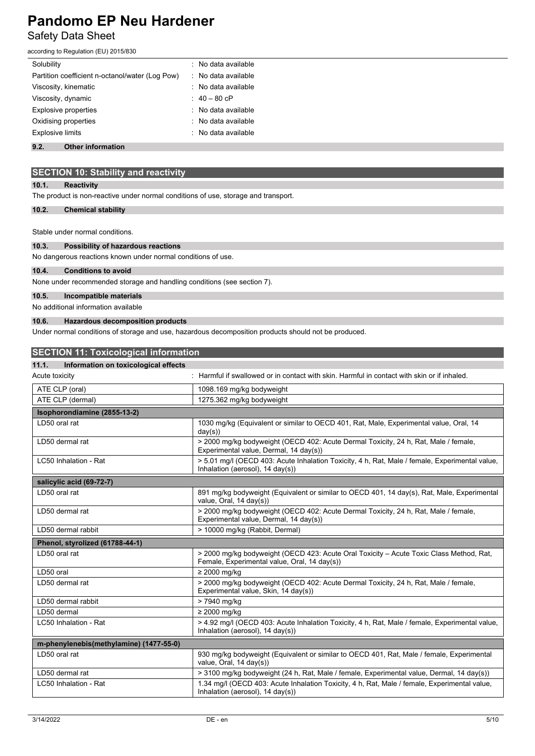| | |
|---|---|
| Solubility | : No data available |
| Partition coefficient n-octanol/water (Log Pow) | : No data available |
| Viscosity, kinematic | : No data available |
| Viscosity, dynamic | : 40 – 80 cP |
| Explosive properties | : No data available |
| Oxidising properties | : No data available |
| Explosive limits | : No data available |

### 9.2. Other information

## SECTION 10: Stability and reactivity

### 10.1. Reactivity

The product is non-reactive under normal conditions of use, storage and transport.

### 10.2. Chemical stability

Stable under normal conditions.

### 10.3. Possibility of hazardous reactions

No dangerous reactions known under normal conditions of use.

### 10.4. Conditions to avoid

None under recommended storage and handling conditions (see section 7).

### 10.5. Incompatible materials

No additional information available

### 10.6. Hazardous decomposition products

Under normal conditions of storage and use, hazardous decomposition products should not be produced.

## SECTION 11: Toxicological information

### 11.1. Information on toxicological effects

Acute toxicity : Harmful if swallowed or in contact with skin. Harmful in contact with skin or if inhaled.

| | |
|---|---|
| ATE CLP (oral) | 1098.169 mg/kg bodyweight |
| ATE CLP (dermal) | 1275.362 mg/kg bodyweight |

| **Isophorondiamine (2855-13-2)** | |
|---|---|
| LD50 oral rat | 1030 mg/kg (Equivalent or similar to OECD 401, Rat, Male, Experimental value, Oral, 14 day(s)) |
| LD50 dermal rat | > 2000 mg/kg bodyweight (OECD 402: Acute Dermal Toxicity, 24 h, Rat, Male / female, Experimental value, Dermal, 14 day(s)) |
| LC50 Inhalation - Rat | > 5.01 mg/l (OECD 403: Acute Inhalation Toxicity, 4 h, Rat, Male / female, Experimental value, Inhalation (aerosol), 14 day(s)) |

| **salicylic acid (69-72-7)** | |
|---|---|
| LD50 oral rat | 891 mg/kg bodyweight (Equivalent or similar to OECD 401, 14 day(s), Rat, Male, Experimental value, Oral, 14 day(s)) |
| LD50 dermal rat | > 2000 mg/kg bodyweight (OECD 402: Acute Dermal Toxicity, 24 h, Rat, Male / female, Experimental value, Dermal, 14 day(s)) |
| LD50 dermal rabbit | > 10000 mg/kg (Rabbit, Dermal) |

| **Phenol, styrolized (61788-44-1)** | |
|---|---|
| LD50 oral rat | > 2000 mg/kg bodyweight (OECD 423: Acute Oral Toxicity – Acute Toxic Class Method, Rat, Female, Experimental value, Oral, 14 day(s)) |
| LD50 oral | ≥ 2000 mg/kg |
| LD50 dermal rat | > 2000 mg/kg bodyweight (OECD 402: Acute Dermal Toxicity, 24 h, Rat, Male / female, Experimental value, Skin, 14 day(s)) |
| LD50 dermal rabbit | > 7940 mg/kg |
| LD50 dermal | ≥ 2000 mg/kg |
| LC50 Inhalation - Rat | > 4.92 mg/l (OECD 403: Acute Inhalation Toxicity, 4 h, Rat, Male / female, Experimental value, Inhalation (aerosol), 14 day(s)) |

| **m-phenylenebis(methylamine) (1477-55-0)** | |
|---|---|
| LD50 oral rat | 930 mg/kg bodyweight (Equivalent or similar to OECD 401, Rat, Male / female, Experimental value, Oral, 14 day(s)) |
| LD50 dermal rat | > 3100 mg/kg bodyweight (24 h, Rat, Male / female, Experimental value, Dermal, 14 day(s)) |
| LC50 Inhalation - Rat | 1.34 mg/l (OECD 403: Acute Inhalation Toxicity, 4 h, Rat, Male / female, Experimental value, Inhalation (aerosol), 14 day(s)) |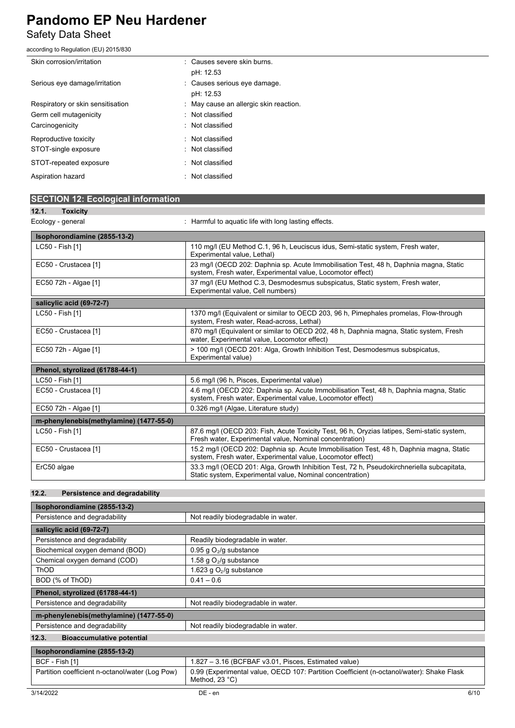| | |
|---|---|
| Skin corrosion/irritation | : Causes severe skin burns.<br>pH: 12.53 |
| Serious eye damage/irritation | : Causes serious eye damage.<br>pH: 12.53 |
| Respiratory or skin sensitisation | : May cause an allergic skin reaction. |
| Germ cell mutagenicity | : Not classified |
| Carcinogenicity | : Not classified |
| Reproductive toxicity | : Not classified |
| STOT-single exposure | : Not classified |
| STOT-repeated exposure | : Not classified |
| Aspiration hazard | : Not classified |

## SECTION 12: Ecological information

### 12.1. Toxicity

Ecology - general : Harmful to aquatic life with long lasting effects.

| Isophorondiamine (2855-13-2) | |
|---|---|
| LC50 - Fish [1] | 110 mg/l (EU Method C.1, 96 h, Leuciscus idus, Semi-static system, Fresh water, Experimental value, Lethal) |
| EC50 - Crustacea [1] | 23 mg/l (OECD 202: Daphnia sp. Acute Immobilisation Test, 48 h, Daphnia magna, Static system, Fresh water, Experimental value, Locomotor effect) |
| EC50 72h - Algae [1] | 37 mg/l (EU Method C.3, Desmodesmus subspicatus, Static system, Fresh water, Experimental value, Cell numbers) |
| **salicylic acid (69-72-7)** | |
| LC50 - Fish [1] | 1370 mg/l (Equivalent or similar to OECD 203, 96 h, Pimephales promelas, Flow-through system, Fresh water, Read-across, Lethal) |
| EC50 - Crustacea [1] | 870 mg/l (Equivalent or similar to OECD 202, 48 h, Daphnia magna, Static system, Fresh water, Experimental value, Locomotor effect) |
| EC50 72h - Algae [1] | > 100 mg/l (OECD 201: Alga, Growth Inhibition Test, Desmodesmus subspicatus, Experimental value) |
| **Phenol, styrolized (61788-44-1)** | |
| LC50 - Fish [1] | 5.6 mg/l (96 h, Pisces, Experimental value) |
| EC50 - Crustacea [1] | 4.6 mg/l (OECD 202: Daphnia sp. Acute Immobilisation Test, 48 h, Daphnia magna, Static system, Fresh water, Experimental value, Locomotor effect) |
| EC50 72h - Algae [1] | 0.326 mg/l (Algae, Literature study) |
| **m-phenylenebis(methylamine) (1477-55-0)** | |
| LC50 - Fish [1] | 87.6 mg/l (OECD 203: Fish, Acute Toxicity Test, 96 h, Oryzias latipes, Semi-static system, Fresh water, Experimental value, Nominal concentration) |
| EC50 - Crustacea [1] | 15.2 mg/l (OECD 202: Daphnia sp. Acute Immobilisation Test, 48 h, Daphnia magna, Static system, Fresh water, Experimental value, Locomotor effect) |
| ErC50 algae | 33.3 mg/l (OECD 201: Alga, Growth Inhibition Test, 72 h, Pseudokirchneriella subcapitata, Static system, Experimental value, Nominal concentration) |

### 12.2. Persistence and degradability

| Isophorondiamine (2855-13-2) | |
|---|---|
| Persistence and degradability | Not readily biodegradable in water. |
| **salicylic acid (69-72-7)** | |
| Persistence and degradability | Readily biodegradable in water. |
| Biochemical oxygen demand (BOD) | 0.95 g $O_2$/g substance |
| Chemical oxygen demand (COD) | 1.58 g $O_2$/g substance |
| ThOD | 1.623 g $O_2$/g substance |
| BOD (% of ThOD) | 0.41 – 0.6 |
| **Phenol, styrolized (61788-44-1)** | |
| Persistence and degradability | Not readily biodegradable in water. |
| **m-phenylenebis(methylamine) (1477-55-0)** | |
| Persistence and degradability | Not readily biodegradable in water. |

### 12.3. Bioaccumulative potential

| Isophorondiamine (2855-13-2) | |
|---|---|
| BCF - Fish [1] | 1.827 – 3.16 (BCFBAF v3.01, Pisces, Estimated value) |
| Partition coefficient n-octanol/water (Log Pow) | 0.99 (Experimental value, OECD 107: Partition Coefficient (n-octanol/water): Shake Flask Method, 23 °C) |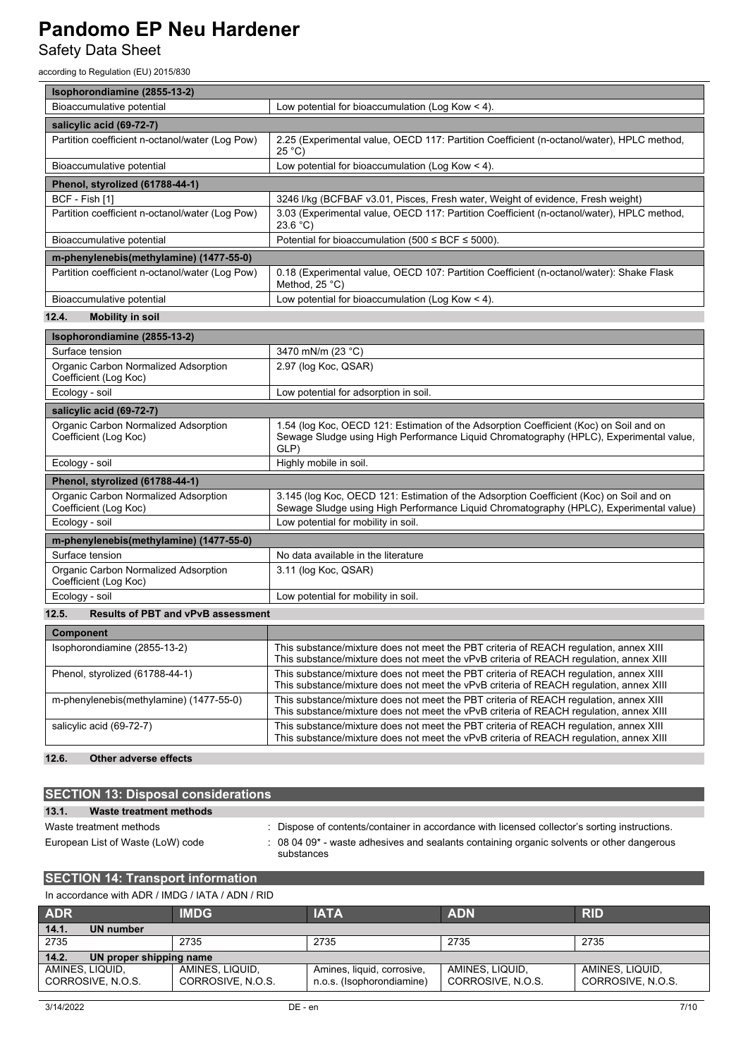| Isophorondiamine (2855-13-2) | |
|---|---|
| Bioaccumulative potential | Low potential for bioaccumulation (Log Kow < 4). |
| **salicylic acid (69-72-7)** | |
| Partition coefficient n-octanol/water (Log Pow) | 2.25 (Experimental value, OECD 117: Partition Coefficient (n-octanol/water), HPLC method, 25 °C) |
| Bioaccumulative potential | Low potential for bioaccumulation (Log Kow < 4). |
| **Phenol, styrolized (61788-44-1)** | |
| BCF - Fish [1] | 3246 l/kg (BCFBAF v3.01, Pisces, Fresh water, Weight of evidence, Fresh weight) |
| Partition coefficient n-octanol/water (Log Pow) | 3.03 (Experimental value, OECD 117: Partition Coefficient (n-octanol/water), HPLC method, 23.6 °C) |
| Bioaccumulative potential | Potential for bioaccumulation (500 ≤ BCF ≤ 5000). |
| **m-phenylenebis(methylamine) (1477-55-0)** | |
| Partition coefficient n-octanol/water (Log Pow) | 0.18 (Experimental value, OECD 107: Partition Coefficient (n-octanol/water): Shake Flask Method, 25 °C) |
| Bioaccumulative potential | Low potential for bioaccumulation (Log Kow < 4). |

### 12.4. Mobility in soil

| Isophorondiamine (2855-13-2) | |
|---|---|
| Surface tension | 3470 mN/m (23 °C) |
| Organic Carbon Normalized Adsorption Coefficient (Log Koc) | 2.97 (log Koc, QSAR) |
| Ecology - soil | Low potential for adsorption in soil. |
| **salicylic acid (69-72-7)** | |
| Organic Carbon Normalized Adsorption Coefficient (Log Koc) | 1.54 (log Koc, OECD 121: Estimation of the Adsorption Coefficient (Koc) on Soil and on Sewage Sludge using High Performance Liquid Chromatography (HPLC), Experimental value, GLP) |
| Ecology - soil | Highly mobile in soil. |
| **Phenol, styrolized (61788-44-1)** | |
| Organic Carbon Normalized Adsorption Coefficient (Log Koc) | 3.145 (log Koc, OECD 121: Estimation of the Adsorption Coefficient (Koc) on Soil and on Sewage Sludge using High Performance Liquid Chromatography (HPLC), Experimental value) |
| Ecology - soil | Low potential for mobility in soil. |
| **m-phenylenebis(methylamine) (1477-55-0)** | |
| Surface tension | No data available in the literature |
| Organic Carbon Normalized Adsorption Coefficient (Log Koc) | 3.11 (log Koc, QSAR) |
| Ecology - soil | Low potential for mobility in soil. |

### 12.5. Results of PBT and vPvB assessment

| Component | |
|---|---|
| Isophorondiamine (2855-13-2) | This substance/mixture does not meet the PBT criteria of REACH regulation, annex XIII<br>This substance/mixture does not meet the vPvB criteria of REACH regulation, annex XIII |
| Phenol, styrolized (61788-44-1) | This substance/mixture does not meet the PBT criteria of REACH regulation, annex XIII<br>This substance/mixture does not meet the vPvB criteria of REACH regulation, annex XIII |
| m-phenylenebis(methylamine) (1477-55-0) | This substance/mixture does not meet the PBT criteria of REACH regulation, annex XIII<br>This substance/mixture does not meet the vPvB criteria of REACH regulation, annex XIII |
| salicylic acid (69-72-7) | This substance/mixture does not meet the PBT criteria of REACH regulation, annex XIII<br>This substance/mixture does not meet the vPvB criteria of REACH regulation, annex XIII |

### 12.6. Other adverse effects

## SECTION 13: Disposal considerations

### 13.1. Waste treatment methods

Waste treatment methods : Dispose of contents/container in accordance with licensed collector's sorting instructions.

European List of Waste (LoW) code : 08 04 09* - waste adhesives and sealants containing organic solvents or other dangerous substances

## SECTION 14: Transport information

In accordance with ADR / IMDG / IATA / ADN / RID

| ADR | IMDG | IATA | ADN | RID |
|---|---|---|---|---|
| **14.1. UN number** | | | | |
| 2735 | 2735 | 2735 | 2735 | 2735 |
| **14.2. UN proper shipping name** | | | | |
| AMINES, LIQUID, CORROSIVE, N.O.S. | AMINES, LIQUID, CORROSIVE, N.O.S. | Amines, liquid, corrosive, n.o.s. (Isophorondiamine) | AMINES, LIQUID, CORROSIVE, N.O.S. | AMINES, LIQUID, CORROSIVE, N.O.S. |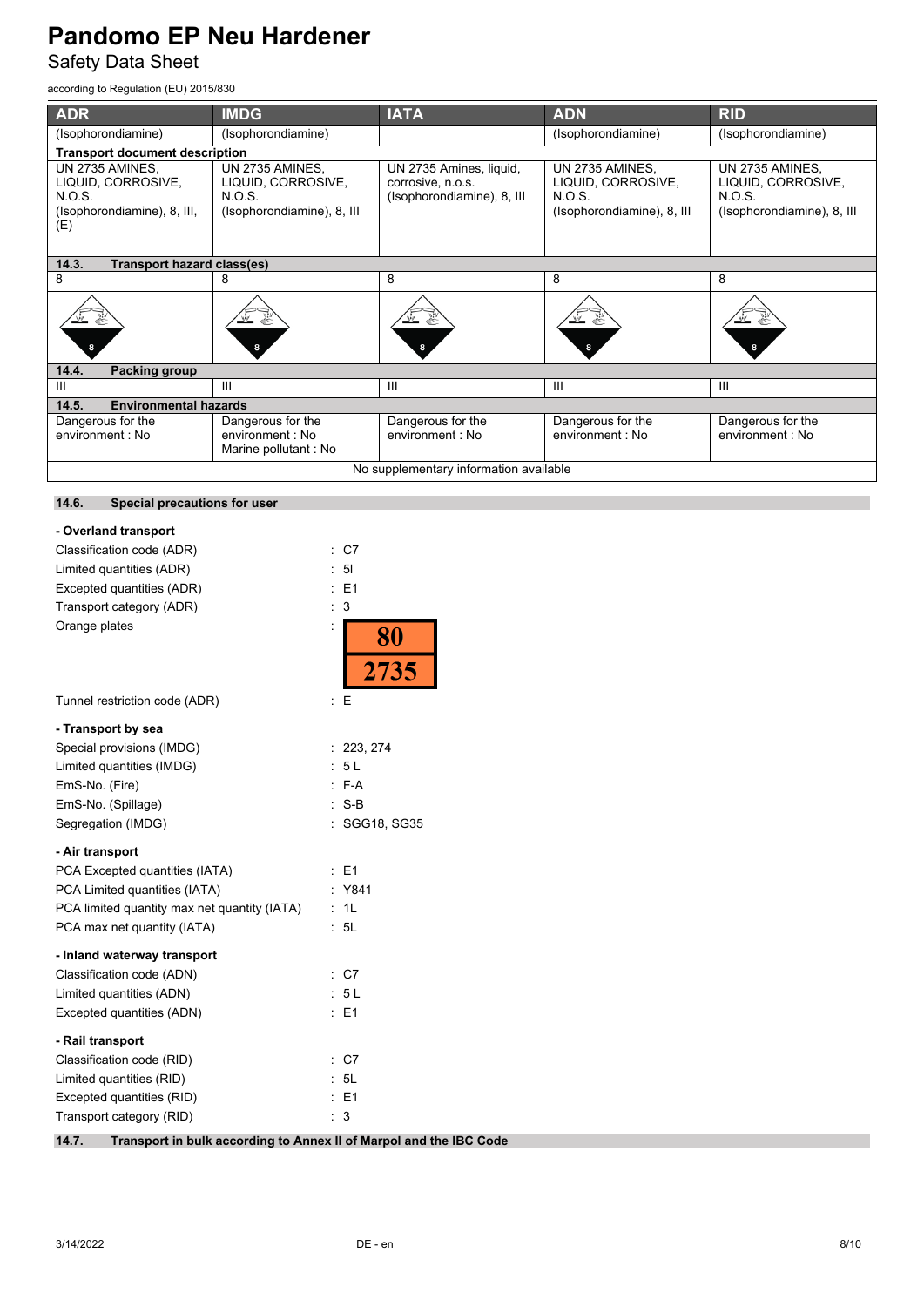| ADR | IMDG | IATA | ADN | RID |
|---|---|---|---|---|
| (Isophorondiamine) | (Isophorondiamine) | | (Isophorondiamine) | (Isophorondiamine) |
| **Transport document description** | | | | |
| UN 2735 AMINES, LIQUID, CORROSIVE, N.O.S. (Isophorondiamine), 8, III, (E) | UN 2735 AMINES, LIQUID, CORROSIVE, N.O.S. (Isophorondiamine), 8, III | UN 2735 Amines, liquid, corrosive, n.o.s. (Isophorondiamine), 8, III | UN 2735 AMINES, LIQUID, CORROSIVE, N.O.S. (Isophorondiamine), 8, III | UN 2735 AMINES, LIQUID, CORROSIVE, N.O.S. (Isophorondiamine), 8, III |
| **14.3. Transport hazard class(es)** | | | | |
| 8 | 8 | 8 | 8 | 8 |
| 8 | 8 | 8 | 8 | 8 |
| **14.4. Packing group** | | | | |
| III | III | III | III | III |
| **14.5. Environmental hazards** | | | | |
| Dangerous for the environment : No | Dangerous for the environment : No<br>Marine pollutant : No | Dangerous for the environment : No | Dangerous for the environment : No | Dangerous for the environment : No |
| No supplementary information available | | | | |

## 14.6. Special precautions for user

**- Overland transport**

Classification code (ADR) : C7
Limited quantities (ADR) : 5l
Excepted quantities (ADR) : E1
Transport category (ADR) : 3
Orange plates : 80 / 2735
Tunnel restriction code (ADR) : E

**- Transport by sea**

Special provisions (IMDG) : 223, 274
Limited quantities (IMDG) : 5 L
EmS-No. (Fire) : F-A
EmS-No. (Spillage) : S-B
Segregation (IMDG) : SGG18, SG35

**- Air transport**

PCA Excepted quantities (IATA) : E1
PCA Limited quantities (IATA) : Y841
PCA limited quantity max net quantity (IATA) : 1L
PCA max net quantity (IATA) : 5L

**- Inland waterway transport**

Classification code (ADN) : C7
Limited quantities (ADN) : 5 L
Excepted quantities (ADN) : E1

**- Rail transport**

Classification code (RID) : C7
Limited quantities (RID) : 5L
Excepted quantities (RID) : E1
Transport category (RID) : 3

## 14.7. Transport in bulk according to Annex II of Marpol and the IBC Code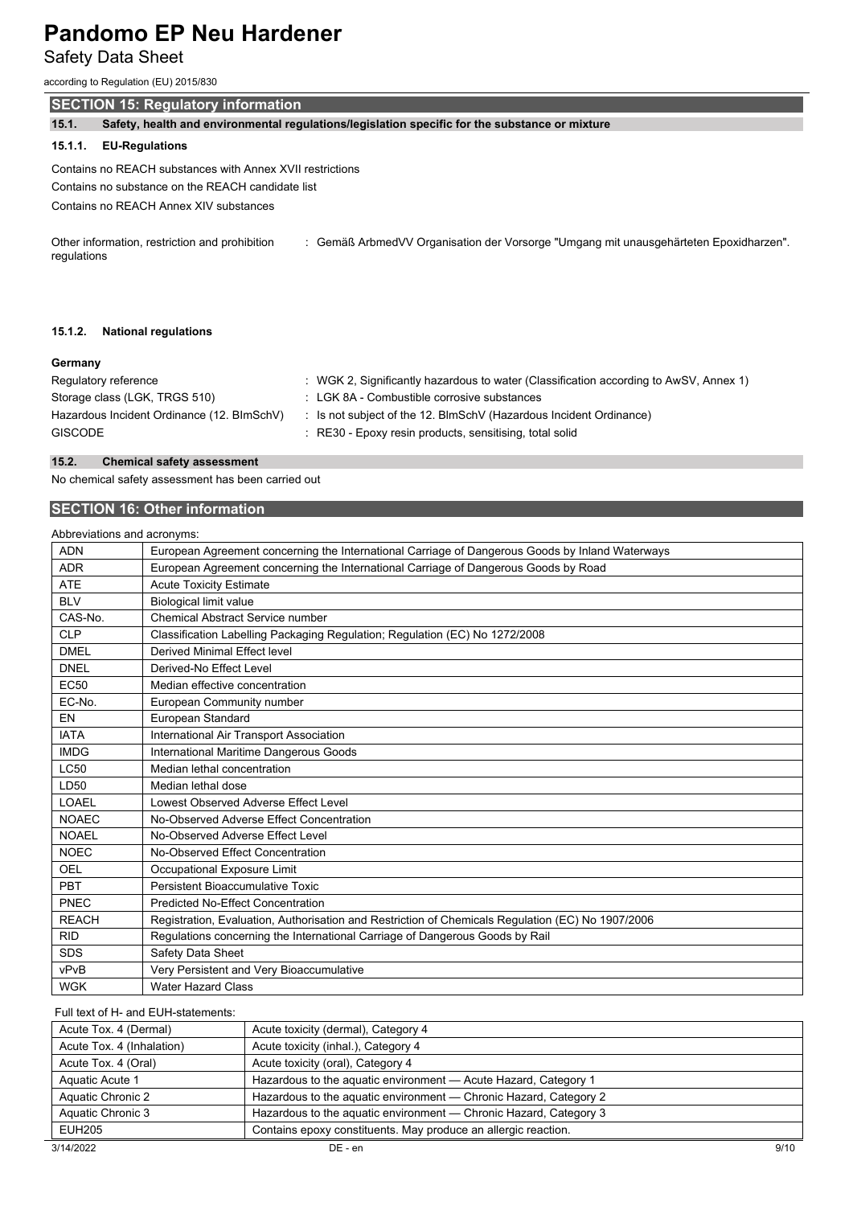## SECTION 15: Regulatory information

### 15.1. Safety, health and environmental regulations/legislation specific for the substance or mixture

#### 15.1.1. EU-Regulations

Contains no REACH substances with Annex XVII restrictions

Contains no substance on the REACH candidate list

Contains no REACH Annex XIV substances

Other information, restriction and prohibition regulations : Gemäß ArbmedVV Organisation der Vorsorge "Umgang mit unausgehärteten Epoxidharzen".

#### 15.1.2. National regulations

**Germany**

Regulatory reference : WGK 2, Significantly hazardous to water (Classification according to AwSV, Annex 1)

Storage class (LGK, TRGS 510) : LGK 8A - Combustible corrosive substances

Hazardous Incident Ordinance (12. BImSchV) : Is not subject of the 12. BImSchV (Hazardous Incident Ordinance)

GISCODE : RE30 - Epoxy resin products, sensitising, total solid

### 15.2. Chemical safety assessment

No chemical safety assessment has been carried out

## SECTION 16: Other information

Abbreviations and acronyms:

| | |
|---|---|
| ADN | European Agreement concerning the International Carriage of Dangerous Goods by Inland Waterways |
| ADR | European Agreement concerning the International Carriage of Dangerous Goods by Road |
| ATE | Acute Toxicity Estimate |
| BLV | Biological limit value |
| CAS-No. | Chemical Abstract Service number |
| CLP | Classification Labelling Packaging Regulation; Regulation (EC) No 1272/2008 |
| DMEL | Derived Minimal Effect level |
| DNEL | Derived-No Effect Level |
| EC50 | Median effective concentration |
| EC-No. | European Community number |
| EN | European Standard |
| IATA | International Air Transport Association |
| IMDG | International Maritime Dangerous Goods |
| LC50 | Median lethal concentration |
| LD50 | Median lethal dose |
| LOAEL | Lowest Observed Adverse Effect Level |
| NOAEC | No-Observed Adverse Effect Concentration |
| NOAEL | No-Observed Adverse Effect Level |
| NOEC | No-Observed Effect Concentration |
| OEL | Occupational Exposure Limit |
| PBT | Persistent Bioaccumulative Toxic |
| PNEC | Predicted No-Effect Concentration |
| REACH | Registration, Evaluation, Authorisation and Restriction of Chemicals Regulation (EC) No 1907/2006 |
| RID | Regulations concerning the International Carriage of Dangerous Goods by Rail |
| SDS | Safety Data Sheet |
| vPvB | Very Persistent and Very Bioaccumulative |
| WGK | Water Hazard Class |

Full text of H- and EUH-statements:

| | |
|---|---|
| Acute Tox. 4 (Dermal) | Acute toxicity (dermal), Category 4 |
| Acute Tox. 4 (Inhalation) | Acute toxicity (inhal.), Category 4 |
| Acute Tox. 4 (Oral) | Acute toxicity (oral), Category 4 |
| Aquatic Acute 1 | Hazardous to the aquatic environment — Acute Hazard, Category 1 |
| Aquatic Chronic 2 | Hazardous to the aquatic environment — Chronic Hazard, Category 2 |
| Aquatic Chronic 3 | Hazardous to the aquatic environment — Chronic Hazard, Category 3 |
| EUH205 | Contains epoxy constituents. May produce an allergic reaction. |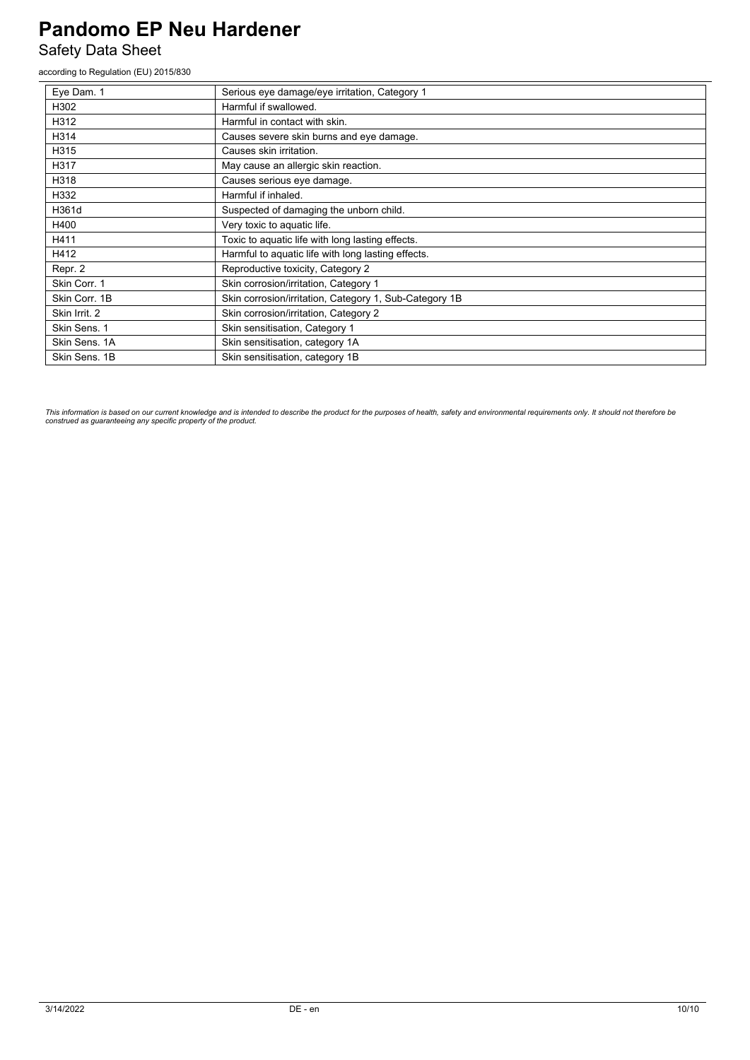| | |
|---|---|
| Eye Dam. 1 | Serious eye damage/eye irritation, Category 1 |
| H302 | Harmful if swallowed. |
| H312 | Harmful in contact with skin. |
| H314 | Causes severe skin burns and eye damage. |
| H315 | Causes skin irritation. |
| H317 | May cause an allergic skin reaction. |
| H318 | Causes serious eye damage. |
| H332 | Harmful if inhaled. |
| H361d | Suspected of damaging the unborn child. |
| H400 | Very toxic to aquatic life. |
| H411 | Toxic to aquatic life with long lasting effects. |
| H412 | Harmful to aquatic life with long lasting effects. |
| Repr. 2 | Reproductive toxicity, Category 2 |
| Skin Corr. 1 | Skin corrosion/irritation, Category 1 |
| Skin Corr. 1B | Skin corrosion/irritation, Category 1, Sub-Category 1B |
| Skin Irrit. 2 | Skin corrosion/irritation, Category 2 |
| Skin Sens. 1 | Skin sensitisation, Category 1 |
| Skin Sens. 1A | Skin sensitisation, category 1A |
| Skin Sens. 1B | Skin sensitisation, category 1B |

*This information is based on our current knowledge and is intended to describe the product for the purposes of health, safety and environmental requirements only. It should not therefore be construed as guaranteeing any specific property of the product.*